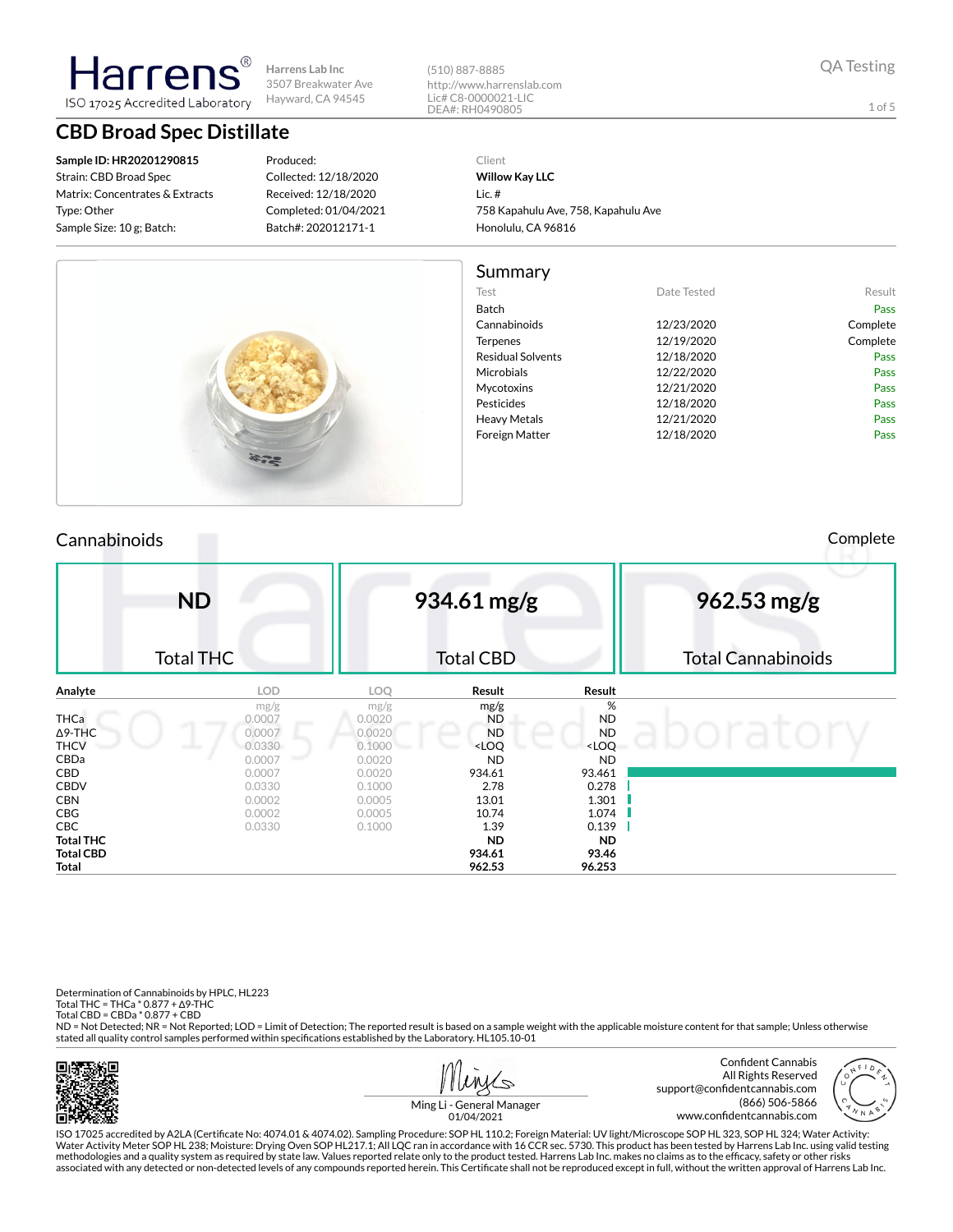Harrens® ISO 17025 Accredited Laboratory

Harrens Lab Inc
3507 Breakwater Ave
Hayward, CA 94545

(510) 887-8885
http://www.harrenslab.com
Lic# C8-0000021-LIC
DEA#: RH0490805

QA Testing

# CBD Broad Spec Distillate

| | | |
|---|---|---|
| **Sample ID: HR20201290815** | Produced: | Client |
| Strain: CBD Broad Spec | Collected: 12/18/2020 | **Willow Kay LLC** |
| Matrix: Concentrates & Extracts | Received: 12/18/2020 | Lic. # |
| Type: Other | Completed: 01/04/2021 | 758 Kapahulu Ave, 758, Kapahulu Ave |
| Sample Size: 10 g; Batch: | Batch#: 202012171-1 | Honolulu, CA 96816 |

## Summary

| Test | Date Tested | Result |
|---|---|---|
| Batch | | Pass |
| Cannabinoids | 12/23/2020 | Complete |
| Terpenes | 12/19/2020 | Complete |
| Residual Solvents | 12/18/2020 | Pass |
| Microbials | 12/22/2020 | Pass |
| Mycotoxins | 12/21/2020 | Pass |
| Pesticides | 12/18/2020 | Pass |
| Heavy Metals | 12/21/2020 | Pass |
| Foreign Matter | 12/18/2020 | Pass |

## Cannabinoids

Complete

| **ND** | **934.61 mg/g** | **962.53 mg/g** |
|---|---|---|
| Total THC | Total CBD | Total Cannabinoids |

| Analyte | LOD | LOQ | Result | Result |
|---|---|---|---|---|
| | mg/g | mg/g | mg/g | % |
| THCa | 0.0007 | 0.0020 | ND | ND |
| Δ9-THC | 0.0007 | 0.0020 | ND | ND |
| THCV | 0.0330 | 0.1000 | <LOQ | <LOQ |
| CBDa | 0.0007 | 0.0020 | ND | ND |
| CBD | 0.0007 | 0.0020 | 934.61 | 93.461 |
| CBDV | 0.0330 | 0.1000 | 2.78 | 0.278 |
| CBN | 0.0002 | 0.0005 | 13.01 | 1.301 |
| CBG | 0.0002 | 0.0005 | 10.74 | 1.074 |
| CBC | 0.0330 | 0.1000 | 1.39 | 0.139 |
| **Total THC** | | | **ND** | **ND** |
| **Total CBD** | | | **934.61** | **93.46** |
| **Total** | | | **962.53** | **96.253** |

Determination of Cannabinoids by HPLC, HL223
Total THC = THCa * 0.877 + Δ9-THC
Total CBD = CBDa * 0.877 + CBD
ND = Not Detected; NR = Not Reported; LOD = Limit of Detection; The reported result is based on a sample weight with the applicable moisture content for that sample; Unless otherwise stated all quality control samples performed within specifications established by the Laboratory. HL105.10-01

Ming Li - General Manager
01/04/2021

Confident Cannabis
All Rights Reserved
support@confidentcannabis.com
(866) 506-5866
www.confidentcannabis.com

ISO 17025 accredited by A2LA (Certificate No: 4074.01 & 4074.02). Sampling Procedure: SOP HL 110.2; Foreign Material: UV light/Microscope SOP HL 323, SOP HL 324; Water Activity: Water Activity Meter SOP HL 238; Moisture: Drying Oven SOP HL217.1; All LQC ran in accordance with 16 CCR sec. 5730. This product has been tested by Harrens Lab Inc. using valid testing methodologies and a quality system as required by state law. Values reported relate only to the product tested. Harrens Lab Inc. makes no claims as to the efficacy, safety or other risks associated with any detected or non-detected levels of any compounds reported herein. This Certificate shall not be reproduced except in full, without the written approval of Harrens Lab Inc.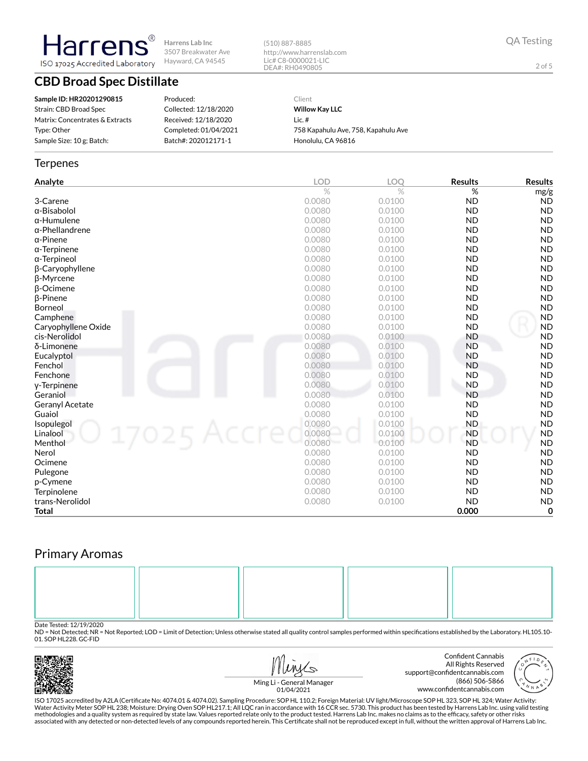Harrens®
ISO 17025 Accredited Laboratory

Harrens Lab Inc
3507 Breakwater Ave
Hayward, CA 94545

(510) 887-8885
http://www.harrenslab.com
Lic# C8-0000021-LIC
DEA#: RH0490805

QA Testing

# CBD Broad Spec Distillate

**Sample ID: HR20201290815**
Strain: CBD Broad Spec
Matrix: Concentrates & Extracts
Type: Other
Sample Size: 10 g; Batch:

Produced:
Collected: 12/18/2020
Received: 12/18/2020
Completed: 01/04/2021
Batch#: 202012171-1

Client
**Willow Kay LLC**
Lic. #
758 Kapahulu Ave, 758, Kapahulu Ave
Honolulu, CA 96816

## Terpenes

| Analyte | LOD | LOQ | Results | Results |
|---|---|---|---|---|
| | % | % | % | mg/g |
| 3-Carene | 0.0080 | 0.0100 | ND | ND |
| α-Bisabolol | 0.0080 | 0.0100 | ND | ND |
| α-Humulene | 0.0080 | 0.0100 | ND | ND |
| α-Phellandrene | 0.0080 | 0.0100 | ND | ND |
| α-Pinene | 0.0080 | 0.0100 | ND | ND |
| α-Terpinene | 0.0080 | 0.0100 | ND | ND |
| α-Terpineol | 0.0080 | 0.0100 | ND | ND |
| β-Caryophyllene | 0.0080 | 0.0100 | ND | ND |
| β-Myrcene | 0.0080 | 0.0100 | ND | ND |
| β-Ocimene | 0.0080 | 0.0100 | ND | ND |
| β-Pinene | 0.0080 | 0.0100 | ND | ND |
| Borneol | 0.0080 | 0.0100 | ND | ND |
| Camphene | 0.0080 | 0.0100 | ND | ND |
| Caryophyllene Oxide | 0.0080 | 0.0100 | ND | ND |
| cis-Nerolidol | 0.0080 | 0.0100 | ND | ND |
| δ-Limonene | 0.0080 | 0.0100 | ND | ND |
| Eucalyptol | 0.0080 | 0.0100 | ND | ND |
| Fenchol | 0.0080 | 0.0100 | ND | ND |
| Fenchone | 0.0080 | 0.0100 | ND | ND |
| γ-Terpinene | 0.0080 | 0.0100 | ND | ND |
| Geraniol | 0.0080 | 0.0100 | ND | ND |
| Geranyl Acetate | 0.0080 | 0.0100 | ND | ND |
| Guaiol | 0.0080 | 0.0100 | ND | ND |
| Isopulegol | 0.0080 | 0.0100 | ND | ND |
| Linalool | 0.0080 | 0.0100 | ND | ND |
| Menthol | 0.0080 | 0.0100 | ND | ND |
| Nerol | 0.0080 | 0.0100 | ND | ND |
| Ocimene | 0.0080 | 0.0100 | ND | ND |
| Pulegone | 0.0080 | 0.0100 | ND | ND |
| p-Cymene | 0.0080 | 0.0100 | ND | ND |
| Terpinolene | 0.0080 | 0.0100 | ND | ND |
| trans-Nerolidol | 0.0080 | 0.0100 | ND | ND |
| **Total** | | | **0.000** | **0** |

## Primary Aromas

Date Tested: 12/19/2020
ND = Not Detected; NR = Not Reported; LOD = Limit of Detection; Unless otherwise stated all quality control samples performed within specifications established by the Laboratory. HL105.10-01. SOP HL228. GC-FID

Ming Li - General Manager
01/04/2021

Confident Cannabis
All Rights Reserved
support@confidentcannabis.com
(866) 506-5866
www.confidentcannabis.com

ISO 17025 accredited by A2LA (Certificate No: 4074.01 & 4074.02). Sampling Procedure: SOP HL 110.2; Foreign Material: UV light/Microscope SOP HL 323, SOP HL 324; Water Activity: Water Activity Meter SOP HL 238; Moisture: Drying Oven SOP HL217.1; All LQC ran in accordance with 16 CCR sec. 5730. This product has been tested by Harrens Lab Inc. using valid testing methodologies and a quality system as required by state law. Values reported relate only to the product tested. Harrens Lab Inc. makes no claims as to the efficacy, safety or other risks associated with any detected or non-detected levels of any compounds reported herein. This Certificate shall not be reproduced except in full, without the written approval of Harrens Lab Inc.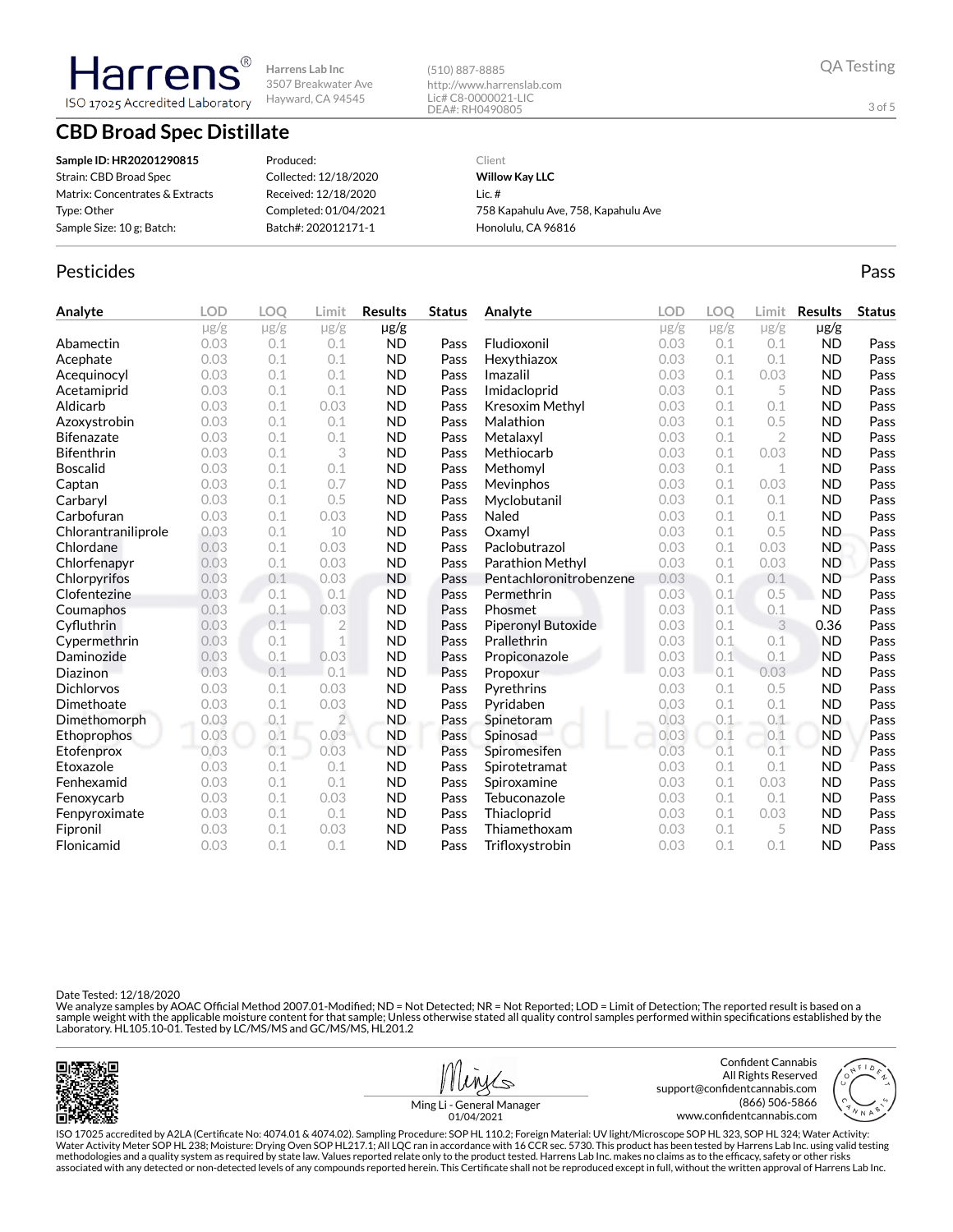Harrens®
ISO 17025 Accredited Laboratory

Harrens Lab Inc
3507 Breakwater Ave
Hayward, CA 94545

(510) 887-8885
http://www.harrenslab.com
Lic# C8-0000021-LIC
DEA#: RH0490805

QA Testing

# CBD Broad Spec Distillate

| | | |
|---|---|---|
| **Sample ID: HR20201290815** | Produced: | Client |
| Strain: CBD Broad Spec | Collected: 12/18/2020 | **Willow Kay LLC** |
| Matrix: Concentrates & Extracts | Received: 12/18/2020 | Lic. # |
| Type: Other | Completed: 01/04/2021 | 758 Kapahulu Ave, 758, Kapahulu Ave |
| Sample Size: 10 g; Batch: | Batch#: 202012171-1 | Honolulu, CA 96816 |

## Pesticides

Pass

| Analyte | LOD | LOQ | Limit | Results | Status | Analyte | LOD | LOQ | Limit | Results | Status |
|---|---|---|---|---|---|---|---|---|---|---|---|
| | μg/g | μg/g | μg/g | μg/g | | | μg/g | μg/g | μg/g | μg/g | |
| Abamectin | 0.03 | 0.1 | 0.1 | ND | Pass | Fludioxonil | 0.03 | 0.1 | 0.1 | ND | Pass |
| Acephate | 0.03 | 0.1 | 0.1 | ND | Pass | Hexythiazox | 0.03 | 0.1 | 0.1 | ND | Pass |
| Acequinocyl | 0.03 | 0.1 | 0.1 | ND | Pass | Imazalil | 0.03 | 0.1 | 0.03 | ND | Pass |
| Acetamiprid | 0.03 | 0.1 | 0.1 | ND | Pass | Imidacloprid | 0.03 | 0.1 | 5 | ND | Pass |
| Aldicarb | 0.03 | 0.1 | 0.03 | ND | Pass | Kresoxim Methyl | 0.03 | 0.1 | 0.1 | ND | Pass |
| Azoxystrobin | 0.03 | 0.1 | 0.1 | ND | Pass | Malathion | 0.03 | 0.1 | 0.5 | ND | Pass |
| Bifenazate | 0.03 | 0.1 | 0.1 | ND | Pass | Metalaxyl | 0.03 | 0.1 | 2 | ND | Pass |
| Bifenthrin | 0.03 | 0.1 | 3 | ND | Pass | Methiocarb | 0.03 | 0.1 | 0.03 | ND | Pass |
| Boscalid | 0.03 | 0.1 | 0.1 | ND | Pass | Methomyl | 0.03 | 0.1 | 1 | ND | Pass |
| Captan | 0.03 | 0.1 | 0.7 | ND | Pass | Mevinphos | 0.03 | 0.1 | 0.03 | ND | Pass |
| Carbaryl | 0.03 | 0.1 | 0.5 | ND | Pass | Myclobutanil | 0.03 | 0.1 | 0.1 | ND | Pass |
| Carbofuran | 0.03 | 0.1 | 0.03 | ND | Pass | Naled | 0.03 | 0.1 | 0.1 | ND | Pass |
| Chlorantraniliprole | 0.03 | 0.1 | 10 | ND | Pass | Oxamyl | 0.03 | 0.1 | 0.5 | ND | Pass |
| Chlordane | 0.03 | 0.1 | 0.03 | ND | Pass | Paclobutrazol | 0.03 | 0.1 | 0.03 | ND | Pass |
| Chlorfenapyr | 0.03 | 0.1 | 0.03 | ND | Pass | Parathion Methyl | 0.03 | 0.1 | 0.03 | ND | Pass |
| Chlorpyrifos | 0.03 | 0.1 | 0.03 | ND | Pass | Pentachloronitrobenzene | 0.03 | 0.1 | 0.1 | ND | Pass |
| Clofentezine | 0.03 | 0.1 | 0.1 | ND | Pass | Permethrin | 0.03 | 0.1 | 0.5 | ND | Pass |
| Coumaphos | 0.03 | 0.1 | 0.03 | ND | Pass | Phosmet | 0.03 | 0.1 | 0.1 | ND | Pass |
| Cyfluthrin | 0.03 | 0.1 | 2 | ND | Pass | Piperonyl Butoxide | 0.03 | 0.1 | 3 | 0.36 | Pass |
| Cypermethrin | 0.03 | 0.1 | 1 | ND | Pass | Prallethrin | 0.03 | 0.1 | 0.1 | ND | Pass |
| Daminozide | 0.03 | 0.1 | 0.03 | ND | Pass | Propiconazole | 0.03 | 0.1 | 0.1 | ND | Pass |
| Diazinon | 0.03 | 0.1 | 0.1 | ND | Pass | Propoxur | 0.03 | 0.1 | 0.03 | ND | Pass |
| Dichlorvos | 0.03 | 0.1 | 0.03 | ND | Pass | Pyrethrins | 0.03 | 0.1 | 0.5 | ND | Pass |
| Dimethoate | 0.03 | 0.1 | 0.03 | ND | Pass | Pyridaben | 0.03 | 0.1 | 0.1 | ND | Pass |
| Dimethomorph | 0.03 | 0.1 | 2 | ND | Pass | Spinetoram | 0.03 | 0.1 | 0.1 | ND | Pass |
| Ethoprophos | 0.03 | 0.1 | 0.03 | ND | Pass | Spinosad | 0.03 | 0.1 | 0.1 | ND | Pass |
| Etofenprox | 0.03 | 0.1 | 0.03 | ND | Pass | Spiromesifen | 0.03 | 0.1 | 0.1 | ND | Pass |
| Etoxazole | 0.03 | 0.1 | 0.1 | ND | Pass | Spirotetramat | 0.03 | 0.1 | 0.1 | ND | Pass |
| Fenhexamid | 0.03 | 0.1 | 0.1 | ND | Pass | Spiroxamine | 0.03 | 0.1 | 0.03 | ND | Pass |
| Fenoxycarb | 0.03 | 0.1 | 0.03 | ND | Pass | Tebuconazole | 0.03 | 0.1 | 0.1 | ND | Pass |
| Fenpyroximate | 0.03 | 0.1 | 0.1 | ND | Pass | Thiacloprid | 0.03 | 0.1 | 0.03 | ND | Pass |
| Fipronil | 0.03 | 0.1 | 0.03 | ND | Pass | Thiamethoxam | 0.03 | 0.1 | 5 | ND | Pass |
| Flonicamid | 0.03 | 0.1 | 0.1 | ND | Pass | Trifloxystrobin | 0.03 | 0.1 | 0.1 | ND | Pass |

Date Tested: 12/18/2020
We analyze samples by AOAC Official Method 2007.01-Modified; ND = Not Detected; NR = Not Reported; LOD = Limit of Detection; The reported result is based on a sample weight with the applicable moisture content for that sample; Unless otherwise stated all quality control samples performed within specifications established by the Laboratory. HL105.10-01. Tested by LC/MS/MS and GC/MS/MS, HL201.2

Ming Li - General Manager
01/04/2021

Confident Cannabis
All Rights Reserved
support@confidentcannabis.com
(866) 506-5866
www.confidentcannabis.com

ISO 17025 accredited by A2LA (Certificate No: 4074.01 & 4074.02). Sampling Procedure: SOP HL 110.2; Foreign Material: UV light/Microscope SOP HL 323, SOP HL 324; Water Activity: Water Activity Meter SOP HL 238; Moisture: Drying Oven SOP HL217.1; All LQC ran in accordance with 16 CCR sec. 5730. This product has been tested by Harrens Lab Inc. using valid testing methodologies and a quality system as required by state law. Values reported relate only to the product tested. Harrens Lab Inc. makes no claims as to the efficacy, safety or other risks associated with any detected or non-detected levels of any compounds reported herein. This Certificate shall not be reproduced except in full, without the written approval of Harrens Lab Inc.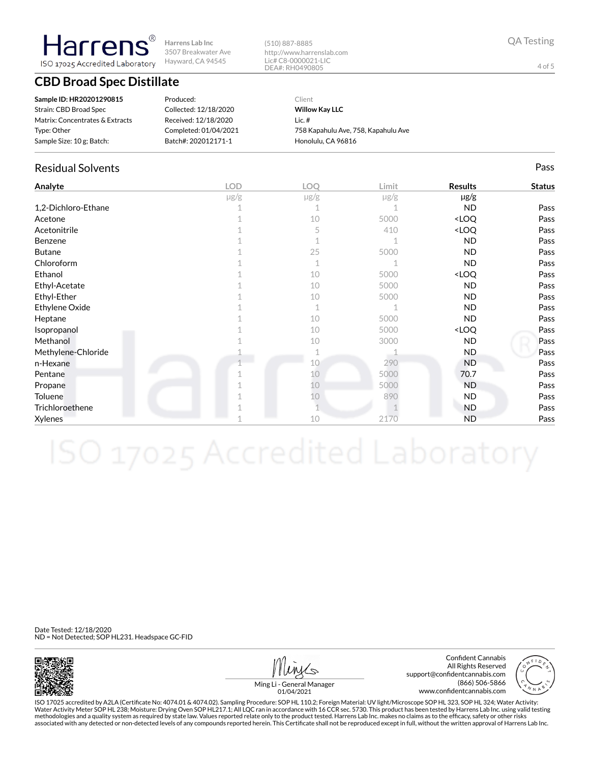Harrens Lab Inc
3507 Breakwater Ave
Hayward, CA 94545

(510) 887-8885
http://www.harrenslab.com
Lic# C8-0000021-LIC
DEA#: RH0490805

QA Testing

# CBD Broad Spec Distillate

| | | |
|---|---|---|
| **Sample ID: HR20201290815** | Produced: | Client |
| Strain: CBD Broad Spec | Collected: 12/18/2020 | **Willow Kay LLC** |
| Matrix: Concentrates & Extracts | Received: 12/18/2020 | Lic. # |
| Type: Other | Completed: 01/04/2021 | 758 Kapahulu Ave, 758, Kapahulu Ave |
| Sample Size: 10 g; Batch: | Batch#: 202012171-1 | Honolulu, CA 96816 |

## Residual Solvents

Pass

| Analyte | LOD | LOQ | Limit | Results | Status |
|---|---|---|---|---|---|
| | μg/g | μg/g | μg/g | μg/g | |
| 1,2-Dichloro-Ethane | 1 | 1 | 1 | ND | Pass |
| Acetone | 1 | 10 | 5000 | <LOQ | Pass |
| Acetonitrile | 1 | 5 | 410 | <LOQ | Pass |
| Benzene | 1 | 1 | 1 | ND | Pass |
| Butane | 1 | 25 | 5000 | ND | Pass |
| Chloroform | 1 | 1 | 1 | ND | Pass |
| Ethanol | 1 | 10 | 5000 | <LOQ | Pass |
| Ethyl-Acetate | 1 | 10 | 5000 | ND | Pass |
| Ethyl-Ether | 1 | 10 | 5000 | ND | Pass |
| Ethylene Oxide | 1 | 1 | 1 | ND | Pass |
| Heptane | 1 | 10 | 5000 | ND | Pass |
| Isopropanol | 1 | 10 | 5000 | <LOQ | Pass |
| Methanol | 1 | 10 | 3000 | ND | Pass |
| Methylene-Chloride | 1 | 1 | 1 | ND | Pass |
| n-Hexane | 1 | 10 | 290 | ND | Pass |
| Pentane | 1 | 10 | 5000 | 70.7 | Pass |
| Propane | 1 | 10 | 5000 | ND | Pass |
| Toluene | 1 | 10 | 890 | ND | Pass |
| Trichloroethene | 1 | 1 | 1 | ND | Pass |
| Xylenes | 1 | 10 | 2170 | ND | Pass |

Date Tested: 12/18/2020
ND = Not Detected; SOP HL231. Headspace GC-FID

Ming Li - General Manager
01/04/2021

Confident Cannabis
All Rights Reserved
support@confidentcannabis.com
(866) 506-5866
www.confidentcannabis.com

ISO 17025 accredited by A2LA (Certificate No: 4074.01 & 4074.02). Sampling Procedure: SOP HL 110.2; Foreign Material: UV light/Microscope SOP HL 323, SOP HL 324; Water Activity: Water Activity Meter SOP HL 238; Moisture: Drying Oven SOP HL217.1; All LQC ran in accordance with 16 CCR sec. 5730. This product has been tested by Harrens Lab Inc. using valid testing methodologies and a quality system as required by state law. Values reported relate only to the product tested. Harrens Lab Inc. makes no claims as to the efficacy, safety or other risks associated with any detected or non-detected levels of any compounds reported herein. This Certificate shall not be reproduced except in full, without the written approval of Harrens Lab Inc.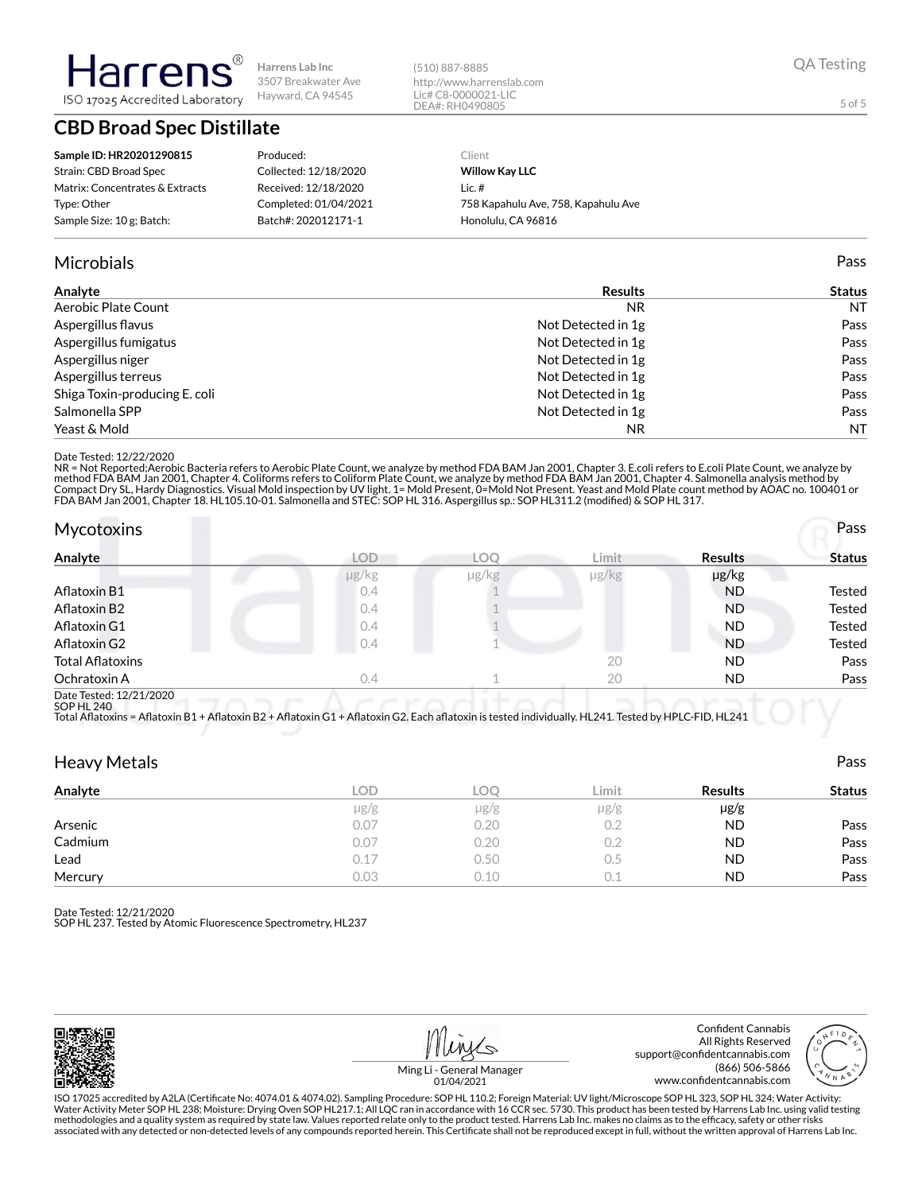Harrens Lab Inc
3507 Breakwater Ave
Hayward, CA 94545

(510) 887-8885
http://www.harrenslab.com
Lic# C8-0000021-LIC
DEA#: RH0490805

QA Testing

# CBD Broad Spec Distillate

**Sample ID: HR20201290815**
Strain: CBD Broad Spec
Matrix: Concentrates & Extracts
Type: Other
Sample Size: 10 g; Batch:

Produced:
Collected: 12/18/2020
Received: 12/18/2020
Completed: 01/04/2021
Batch#: 202012171-1

Client
**Willow Kay LLC**
Lic. #
758 Kapahulu Ave, 758, Kapahulu Ave
Honolulu, CA 96816

## Microbials

Pass

| Analyte | Results | Status |
|---|---|---|
| Aerobic Plate Count | NR | NT |
| Aspergillus flavus | Not Detected in 1g | Pass |
| Aspergillus fumigatus | Not Detected in 1g | Pass |
| Aspergillus niger | Not Detected in 1g | Pass |
| Aspergillus terreus | Not Detected in 1g | Pass |
| Shiga Toxin-producing E. coli | Not Detected in 1g | Pass |
| Salmonella SPP | Not Detected in 1g | Pass |
| Yeast & Mold | NR | NT |

Date Tested: 12/22/2020
NR = Not Reported;Aerobic Bacteria refers to Aerobic Plate Count, we analyze by method FDA BAM Jan 2001, Chapter 3. E.coli refers to E.coli Plate Count, we analyze by method FDA BAM Jan 2001, Chapter 4. Coliforms refers to Coliform Plate Count, we analyze by method FDA BAM Jan 2001, Chapter 4. Salmonella analysis method by Compact Dry SL, Hardy Diagnostics. Visual Mold inspection by UV light. 1= Mold Present, 0=Mold Not Present. Yeast and Mold Plate count method by AOAC no. 100401 or FDA BAM Jan 2001, Chapter 18. HL105.10-01. Salmonella and STEC: SOP HL 316. Aspergillus sp.: SOP HL311.2 (modified) & SOP HL 317.

## Mycotoxins

Pass

| Analyte | LOD | LOQ | Limit | Results | Status |
|---|---|---|---|---|---|
| | μg/kg | μg/kg | μg/kg | μg/kg | |
| Aflatoxin B1 | 0.4 | 1 | | ND | Tested |
| Aflatoxin B2 | 0.4 | 1 | | ND | Tested |
| Aflatoxin G1 | 0.4 | 1 | | ND | Tested |
| Aflatoxin G2 | 0.4 | 1 | | ND | Tested |
| Total Aflatoxins | | | 20 | ND | Pass |
| Ochratoxin A | 0.4 | 1 | 20 | ND | Pass |

Date Tested: 12/21/2020
SOP HL 240
Total Aflatoxins = Aflatoxin B1 + Aflatoxin B2 + Aflatoxin G1 + Aflatoxin G2. Each aflatoxin is tested individually. HL241. Tested by HPLC-FID, HL241

## Heavy Metals

Pass

| Analyte | LOD | LOQ | Limit | Results | Status |
|---|---|---|---|---|---|
| | μg/g | μg/g | μg/g | μg/g | |
| Arsenic | 0.07 | 0.20 | 0.2 | ND | Pass |
| Cadmium | 0.07 | 0.20 | 0.2 | ND | Pass |
| Lead | 0.17 | 0.50 | 0.5 | ND | Pass |
| Mercury | 0.03 | 0.10 | 0.1 | ND | Pass |

Date Tested: 12/21/2020
SOP HL 237. Tested by Atomic Fluorescence Spectrometry, HL237

Ming Li - General Manager
01/04/2021

Confident Cannabis
All Rights Reserved
support@confidentcannabis.com
(866) 506-5866
www.confidentcannabis.com

ISO 17025 accredited by A2LA (Certificate No: 4074.01 & 4074.02). Sampling Procedure: SOP HL 110.2; Foreign Material: UV light/Microscope SOP HL 323, SOP HL 324; Water Activity: Water Activity Meter SOP HL 238; Moisture: Drying Oven SOP HL217.1; All LQC ran in accordance with 16 CCR sec. 5730. This product has been tested by Harrens Lab Inc. using valid testing methodologies and a quality system as required by state law. Values reported relate only to the product tested. Harrens Lab Inc. makes no claims as to the efficacy, safety or other risks associated with any detected or non-detected levels of any compounds reported herein. This Certificate shall not be reproduced except in full, without the written approval of Harrens Lab Inc.